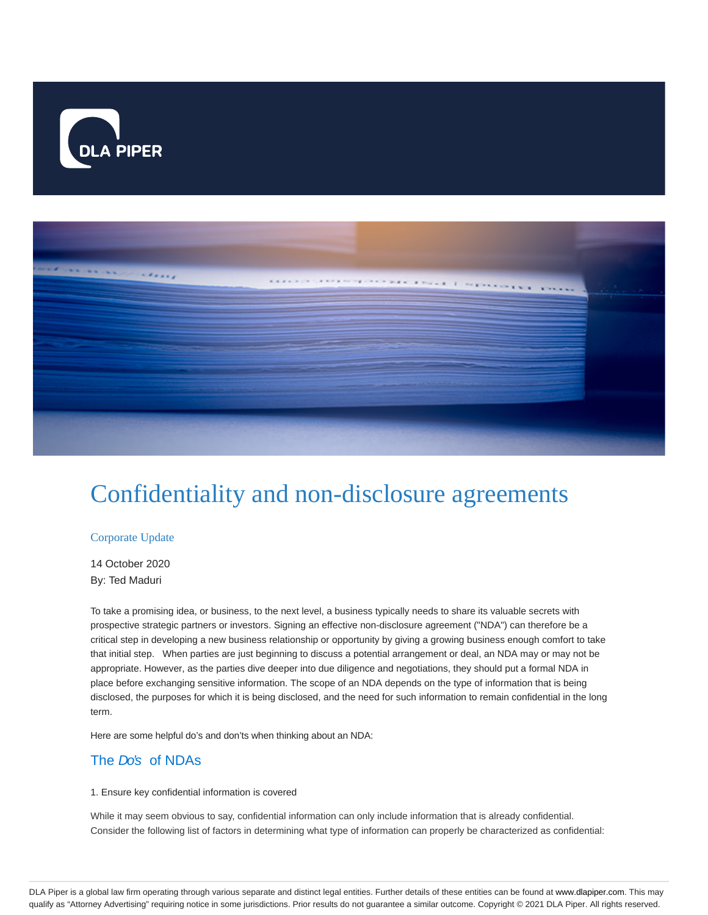# Confidentiality and non-disclosure agreements

Corporate Update

14 October 2020
By: Ted Maduri

To take a promising idea, or business, to the next level, a business typically needs to share its valuable secrets with prospective strategic partners or investors. Signing an effective non-disclosure agreement ("NDA") can therefore be a critical step in developing a new business relationship or opportunity by giving a growing business enough comfort to take that initial step. When parties are just beginning to discuss a potential arrangement or deal, an NDA may or may not be appropriate. However, as the parties dive deeper into due diligence and negotiations, they should put a formal NDA in place before exchanging sensitive information. The scope of an NDA depends on the type of information that is being disclosed, the purposes for which it is being disclosed, and the need for such information to remain confidential in the long term.

Here are some helpful do's and don'ts when thinking about an NDA:

## The *Do's* of NDAs

1. Ensure key confidential information is covered

While it may seem obvious to say, confidential information can only include information that is already confidential. Consider the following list of factors in determining what type of information can properly be characterized as confidential: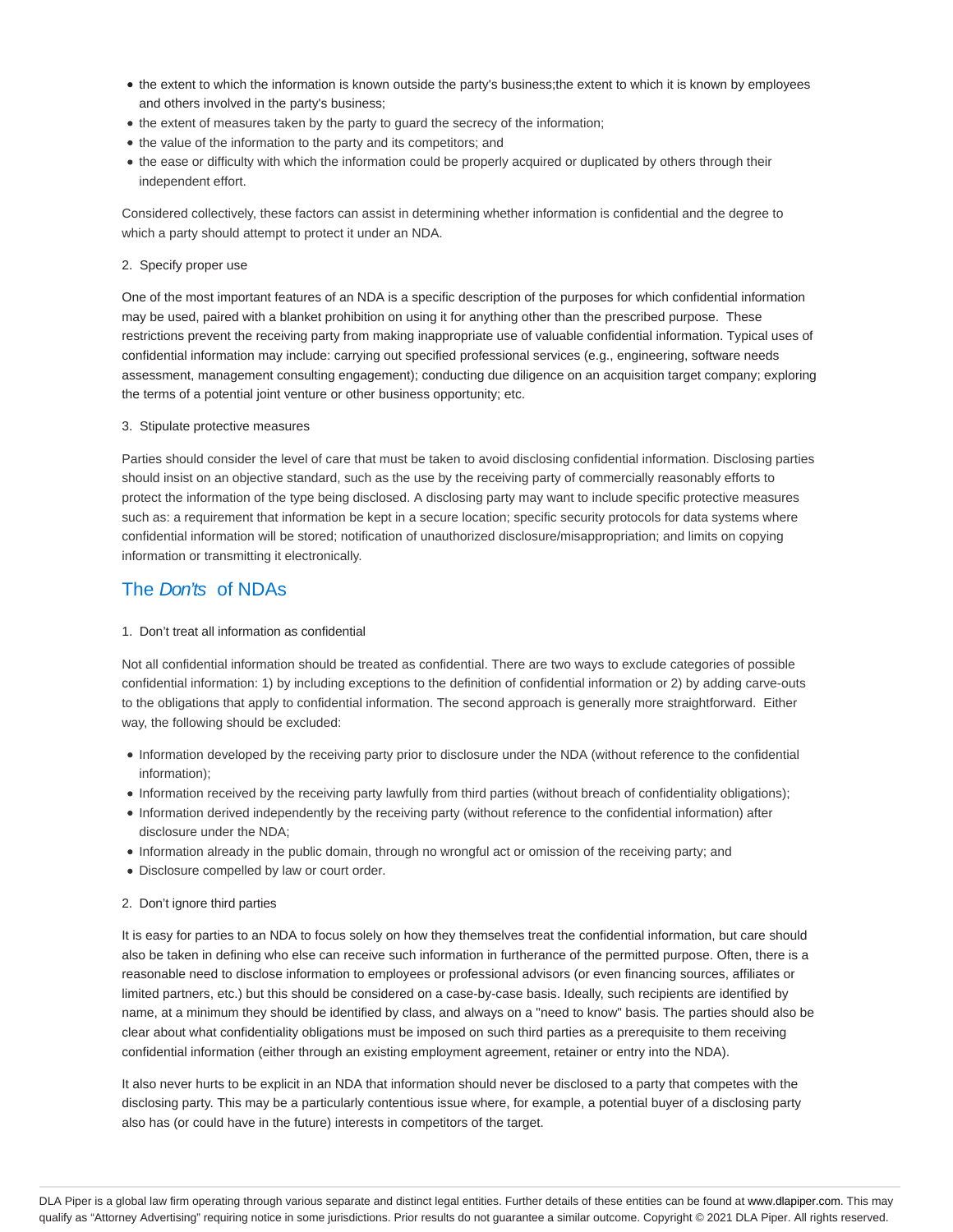- the extent to which the information is known outside the party's business;the extent to which it is known by employees and others involved in the party's business;
- the extent of measures taken by the party to guard the secrecy of the information;
- the value of the information to the party and its competitors; and
- the ease or difficulty with which the information could be properly acquired or duplicated by others through their independent effort.

Considered collectively, these factors can assist in determining whether information is confidential and the degree to which a party should attempt to protect it under an NDA.

2. Specify proper use

One of the most important features of an NDA is a specific description of the purposes for which confidential information may be used, paired with a blanket prohibition on using it for anything other than the prescribed purpose. These restrictions prevent the receiving party from making inappropriate use of valuable confidential information. Typical uses of confidential information may include: carrying out specified professional services (e.g., engineering, software needs assessment, management consulting engagement); conducting due diligence on an acquisition target company; exploring the terms of a potential joint venture or other business opportunity; etc.

3. Stipulate protective measures

Parties should consider the level of care that must be taken to avoid disclosing confidential information. Disclosing parties should insist on an objective standard, such as the use by the receiving party of commercially reasonably efforts to protect the information of the type being disclosed. A disclosing party may want to include specific protective measures such as: a requirement that information be kept in a secure location; specific security protocols for data systems where confidential information will be stored; notification of unauthorized disclosure/misappropriation; and limits on copying information or transmitting it electronically.

## The *Don'ts* of NDAs

1. Don't treat all information as confidential

Not all confidential information should be treated as confidential. There are two ways to exclude categories of possible confidential information: 1) by including exceptions to the definition of confidential information or 2) by adding carve-outs to the obligations that apply to confidential information. The second approach is generally more straightforward. Either way, the following should be excluded:

- Information developed by the receiving party prior to disclosure under the NDA (without reference to the confidential information);
- Information received by the receiving party lawfully from third parties (without breach of confidentiality obligations);
- Information derived independently by the receiving party (without reference to the confidential information) after disclosure under the NDA;
- Information already in the public domain, through no wrongful act or omission of the receiving party; and
- Disclosure compelled by law or court order.

2. Don't ignore third parties

It is easy for parties to an NDA to focus solely on how they themselves treat the confidential information, but care should also be taken in defining who else can receive such information in furtherance of the permitted purpose. Often, there is a reasonable need to disclose information to employees or professional advisors (or even financing sources, affiliates or limited partners, etc.) but this should be considered on a case-by-case basis. Ideally, such recipients are identified by name, at a minimum they should be identified by class, and always on a "need to know" basis. The parties should also be clear about what confidentiality obligations must be imposed on such third parties as a prerequisite to them receiving confidential information (either through an existing employment agreement, retainer or entry into the NDA).

It also never hurts to be explicit in an NDA that information should never be disclosed to a party that competes with the disclosing party. This may be a particularly contentious issue where, for example, a potential buyer of a disclosing party also has (or could have in the future) interests in competitors of the target.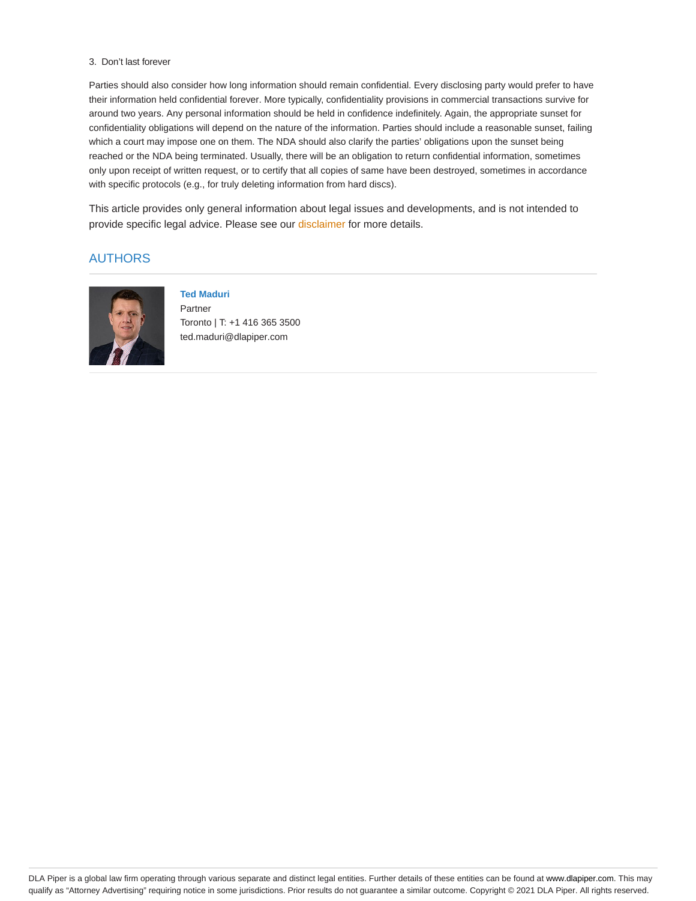3. Don't last forever

Parties should also consider how long information should remain confidential. Every disclosing party would prefer to have their information held confidential forever. More typically, confidentiality provisions in commercial transactions survive for around two years. Any personal information should be held in confidence indefinitely. Again, the appropriate sunset for confidentiality obligations will depend on the nature of the information. Parties should include a reasonable sunset, failing which a court may impose one on them. The NDA should also clarify the parties' obligations upon the sunset being reached or the NDA being terminated. Usually, there will be an obligation to return confidential information, sometimes only upon receipt of written request, or to certify that all copies of same have been destroyed, sometimes in accordance with specific protocols (e.g., for truly deleting information from hard discs).

This article provides only general information about legal issues and developments, and is not intended to provide specific legal advice. Please see our disclaimer for more details.

## AUTHORS

**Ted Maduri**
Partner
Toronto | T: +1 416 365 3500
ted.maduri@dlapiper.com

DLA Piper is a global law firm operating through various separate and distinct legal entities. Further details of these entities can be found at www.dlapiper.com. This may qualify as "Attorney Advertising" requiring notice in some jurisdictions. Prior results do not guarantee a similar outcome. Copyright © 2021 DLA Piper. All rights reserved.